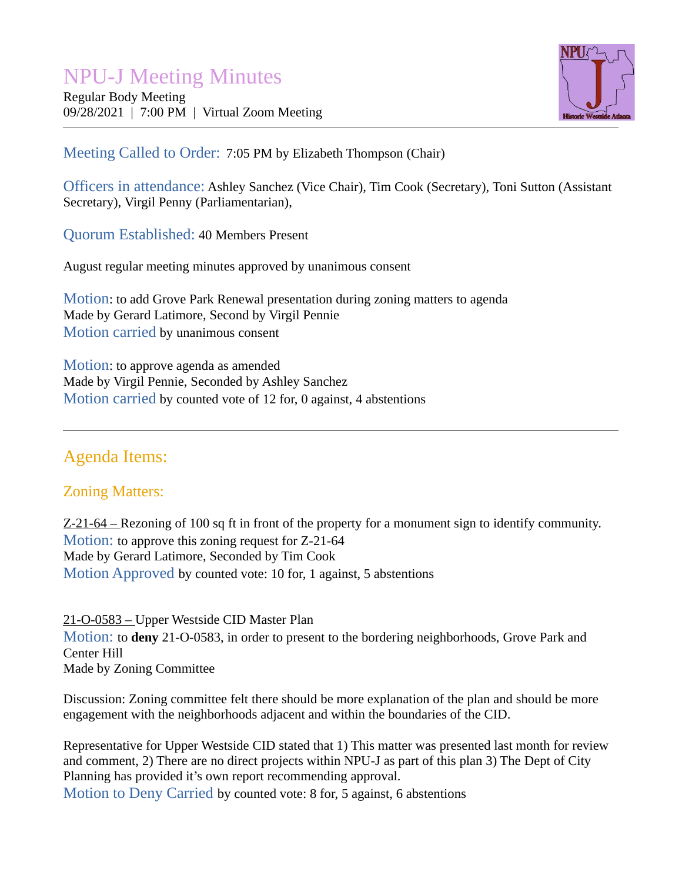# NPU-J Meeting Minutes

Regular Body Meeting
09/28/2021 | 7:00 PM | Virtual Zoom Meeting

**Meeting Called to Order:** 7:05 PM by Elizabeth Thompson (Chair)

**Officers in attendance:** Ashley Sanchez (Vice Chair), Tim Cook (Secretary), Toni Sutton (Assistant Secretary), Virgil Penny (Parliamentarian),

**Quorum Established:** 40 Members Present

August regular meeting minutes approved by unanimous consent

**Motion**: to add Grove Park Renewal presentation during zoning matters to agenda
Made by Gerard Latimore, Second by Virgil Pennie
**Motion carried** by unanimous consent

**Motion**: to approve agenda as amended
Made by Virgil Pennie, Seconded by Ashley Sanchez
**Motion carried** by counted vote of 12 for, 0 against, 4 abstentions

---

## Agenda Items:

### Zoning Matters:

Z-21-64 – Rezoning of 100 sq ft in front of the property for a monument sign to identify community.
**Motion:** to approve this zoning request for Z-21-64
Made by Gerard Latimore, Seconded by Tim Cook
**Motion Approved** by counted vote: 10 for, 1 against, 5 abstentions

21-O-0583 – Upper Westside CID Master Plan
**Motion:** to **deny** 21-O-0583, in order to present to the bordering neighborhoods, Grove Park and Center Hill
Made by Zoning Committee

Discussion: Zoning committee felt there should be more explanation of the plan and should be more engagement with the neighborhoods adjacent and within the boundaries of the CID.

Representative for Upper Westside CID stated that 1) This matter was presented last month for review and comment, 2) There are no direct projects within NPU-J as part of this plan 3) The Dept of City Planning has provided it's own report recommending approval.
**Motion to Deny Carried** by counted vote: 8 for, 5 against, 6 abstentions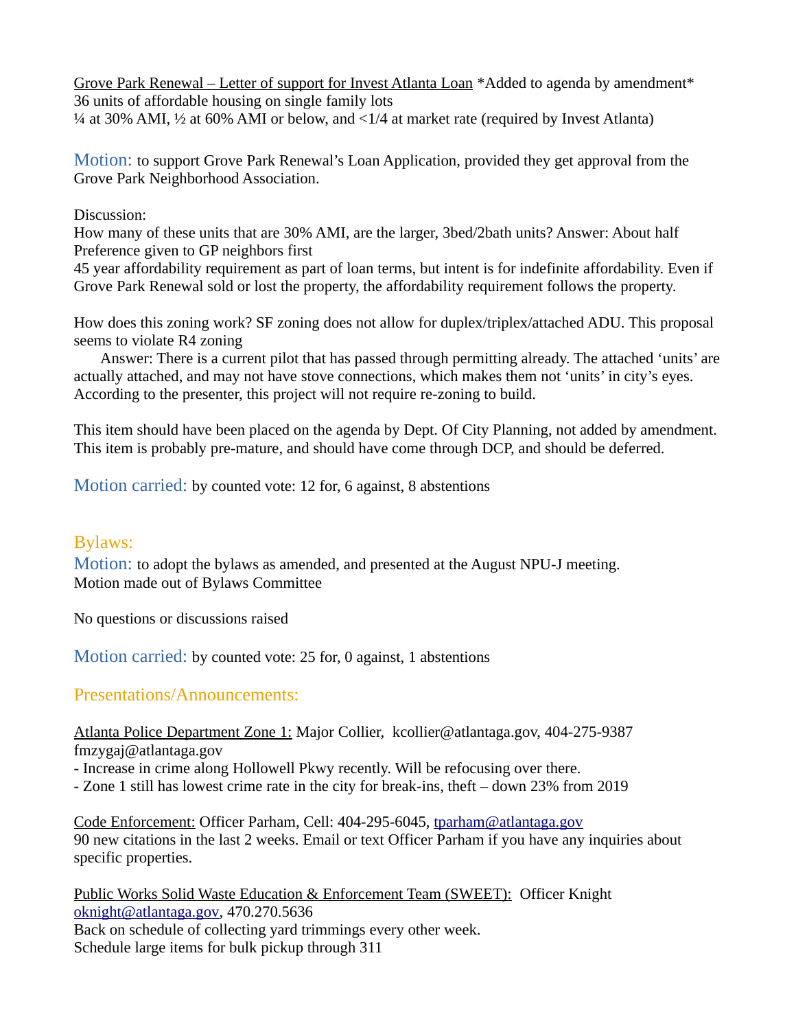Grove Park Renewal – Letter of support for Invest Atlanta Loan *Added to agenda by amendment*
36 units of affordable housing on single family lots
¼ at 30% AMI, ½ at 60% AMI or below, and <1/4 at market rate (required by Invest Atlanta)

Motion: to support Grove Park Renewal's Loan Application, provided they get approval from the Grove Park Neighborhood Association.

Discussion:
How many of these units that are 30% AMI, are the larger, 3bed/2bath units? Answer: About half
Preference given to GP neighbors first
45 year affordability requirement as part of loan terms, but intent is for indefinite affordability. Even if Grove Park Renewal sold or lost the property, the affordability requirement follows the property.

How does this zoning work? SF zoning does not allow for duplex/triplex/attached ADU. This proposal seems to violate R4 zoning

Answer: There is a current pilot that has passed through permitting already. The attached 'units' are actually attached, and may not have stove connections, which makes them not 'units' in city's eyes. According to the presenter, this project will not require re-zoning to build.

This item should have been placed on the agenda by Dept. Of City Planning, not added by amendment. This item is probably pre-mature, and should have come through DCP, and should be deferred.

Motion carried: by counted vote: 12 for, 6 against, 8 abstentions

## Bylaws:

Motion: to adopt the bylaws as amended, and presented at the August NPU-J meeting.
Motion made out of Bylaws Committee

No questions or discussions raised

Motion carried: by counted vote: 25 for, 0 against, 1 abstentions

## Presentations/Announcements:

Atlanta Police Department Zone 1: Major Collier, kcollier@atlantaga.gov, 404-275-9387
fmzygaj@atlantaga.gov
- Increase in crime along Hollowell Pkwy recently. Will be refocusing over there.
- Zone 1 still has lowest crime rate in the city for break-ins, theft – down 23% from 2019

Code Enforcement: Officer Parham, Cell: 404-295-6045, tparham@atlantaga.gov
90 new citations in the last 2 weeks. Email or text Officer Parham if you have any inquiries about specific properties.

Public Works Solid Waste Education & Enforcement Team (SWEET): Officer Knight
oknight@atlantaga.gov, 470.270.5636
Back on schedule of collecting yard trimmings every other week.
Schedule large items for bulk pickup through 311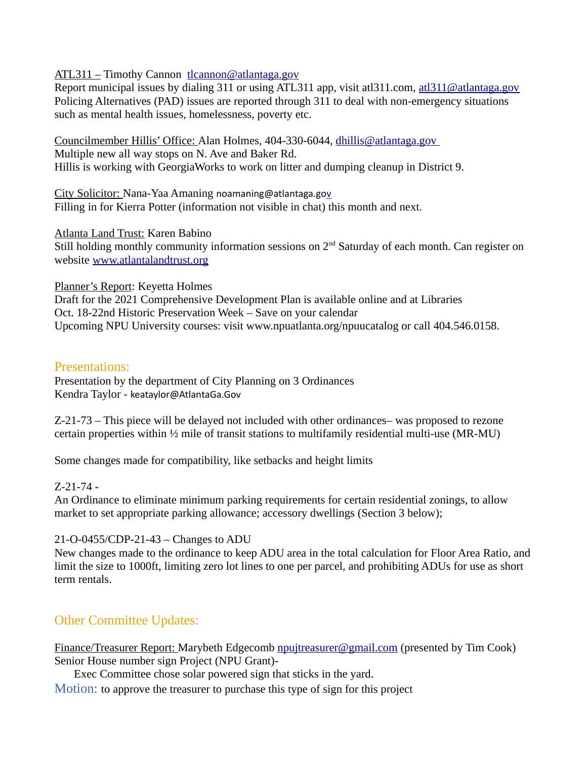ATL311 – Timothy Cannon tlcannon@atlantaga.gov
Report municipal issues by dialing 311 or using ATL311 app, visit atl311.com, atl311@atlantaga.gov
Policing Alternatives (PAD) issues are reported through 311 to deal with non-emergency situations such as mental health issues, homelessness, poverty etc.

Councilmember Hillis' Office: Alan Holmes, 404-330-6044, dhillis@atlantaga.gov
Multiple new all way stops on N. Ave and Baker Rd.
Hillis is working with GeorgiaWorks to work on litter and dumping cleanup in District 9.

City Solicitor: Nana-Yaa Amaning noamaning@atlantaga.gov
Filling in for Kierra Potter (information not visible in chat) this month and next.

Atlanta Land Trust: Karen Babino
Still holding monthly community information sessions on 2nd Saturday of each month. Can register on website www.atlantalandtrust.org

Planner's Report: Keyetta Holmes
Draft for the 2021 Comprehensive Development Plan is available online and at Libraries
Oct. 18-22nd Historic Preservation Week – Save on your calendar
Upcoming NPU University courses: visit www.npuatlanta.org/npuucatalog or call 404.546.0158.

## Presentations:

Presentation by the department of City Planning on 3 Ordinances
Kendra Taylor - keataylor@AtlantaGa.Gov

Z-21-73 – This piece will be delayed not included with other ordinances– was proposed to rezone certain properties within ½ mile of transit stations to multifamily residential multi-use (MR-MU)

Some changes made for compatibility, like setbacks and height limits

Z-21-74 -
An Ordinance to eliminate minimum parking requirements for certain residential zonings, to allow market to set appropriate parking allowance; accessory dwellings (Section 3 below);

21-O-0455/CDP-21-43 – Changes to ADU
New changes made to the ordinance to keep ADU area in the total calculation for Floor Area Ratio, and limit the size to 1000ft, limiting zero lot lines to one per parcel, and prohibiting ADUs for use as short term rentals.

## Other Committee Updates:

Finance/Treasurer Report: Marybeth Edgecomb npujtreasurer@gmail.com (presented by Tim Cook)
Senior House number sign Project (NPU Grant)-

Exec Committee chose solar powered sign that sticks in the yard.

Motion: to approve the treasurer to purchase this type of sign for this project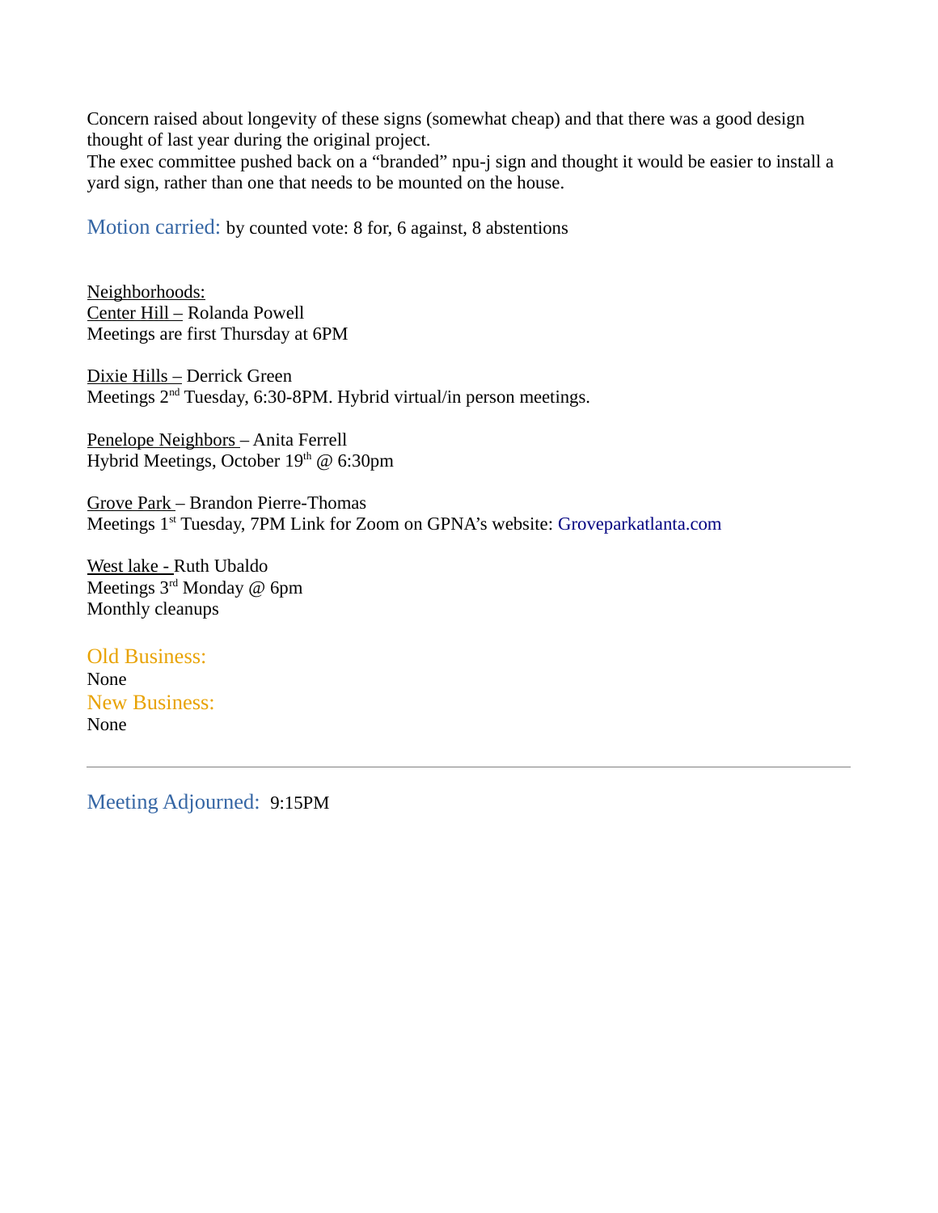Concern raised about longevity of these signs (somewhat cheap) and that there was a good design thought of last year during the original project.
The exec committee pushed back on a "branded" npu-j sign and thought it would be easier to install a yard sign, rather than one that needs to be mounted on the house.

Motion carried: by counted vote: 8 for, 6 against, 8 abstentions

Neighborhoods:
Center Hill – Rolanda Powell
Meetings are first Thursday at 6PM

Dixie Hills – Derrick Green
Meetings 2nd Tuesday, 6:30-8PM. Hybrid virtual/in person meetings.

Penelope Neighbors – Anita Ferrell
Hybrid Meetings, October 19th @ 6:30pm

Grove Park – Brandon Pierre-Thomas
Meetings 1st Tuesday, 7PM Link for Zoom on GPNA's website: Groveparkatlanta.com

West lake - Ruth Ubaldo
Meetings 3rd Monday @ 6pm
Monthly cleanups

## Old Business:

None

## New Business:

None

---

Meeting Adjourned: 9:15PM